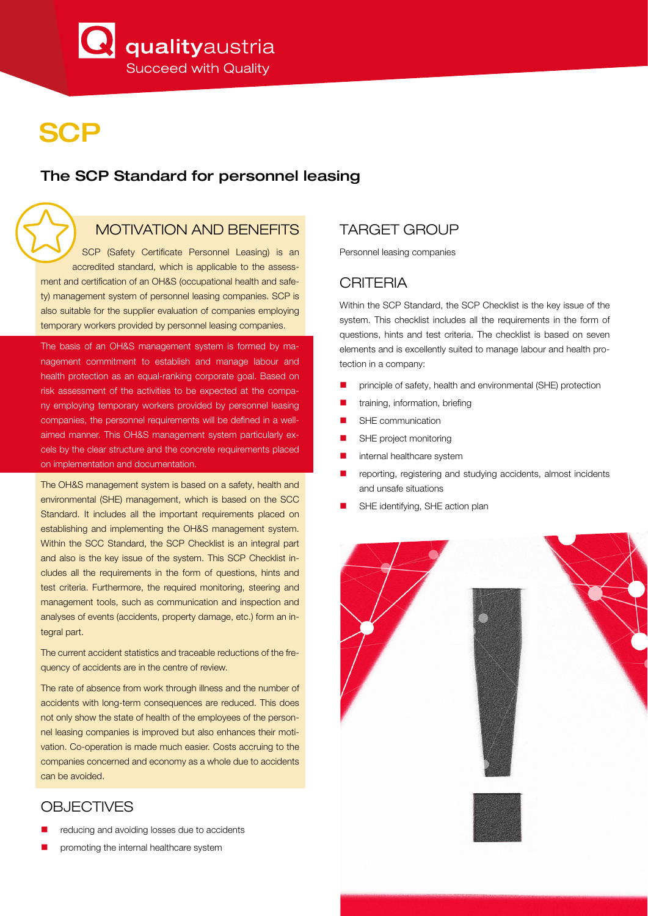# SCP

## The SCP Standard for personnel leasing

### MOTIVATION AND BENEFITS

SCP (Safety Certificate Personnel Leasing) is an accredited standard, which is applicable to the assessment and certification of an OH&S (occupational health and safety) management system of personnel leasing companies. SCP is also suitable for the supplier evaluation of companies employing temporary workers provided by personnel leasing companies.

The basis of an OH&S management system is formed by management commitment to establish and manage labour and health protection as an equal-ranking corporate goal. Based on risk assessment of the activities to be expected at the company employing temporary workers provided by personnel leasing companies, the personnel requirements will be defined in a well-aimed manner. This OH&S management system particularly excels by the clear structure and the concrete requirements placed on implementation and documentation.

The OH&S management system is based on a safety, health and environmental (SHE) management, which is based on the SCC Standard. It includes all the important requirements placed on establishing and implementing the OH&S management system. Within the SCC Standard, the SCP Checklist is an integral part and also is the key issue of the system. This SCP Checklist includes all the requirements in the form of questions, hints and test criteria. Furthermore, the required monitoring, steering and management tools, such as communication and inspection and analyses of events (accidents, property damage, etc.) form an integral part.

The current accident statistics and traceable reductions of the frequency of accidents are in the centre of review.

The rate of absence from work through illness and the number of accidents with long-term consequences are reduced. This does not only show the state of health of the employees of the personnel leasing companies is improved but also enhances their motivation. Co-operation is made much easier. Costs accruing to the companies concerned and economy as a whole due to accidents can be avoided.

### OBJECTIVES

- reducing and avoiding losses due to accidents
- promoting the internal healthcare system

### TARGET GROUP

Personnel leasing companies

### CRITERIA

Within the SCP Standard, the SCP Checklist is the key issue of the system. This checklist includes all the requirements in the form of questions, hints and test criteria. The checklist is based on seven elements and is excellently suited to manage labour and health protection in a company:

- principle of safety, health and environmental (SHE) protection
- training, information, briefing
- SHE communication
- SHE project monitoring
- internal healthcare system
- reporting, registering and studying accidents, almost incidents and unsafe situations
- SHE identifying, SHE action plan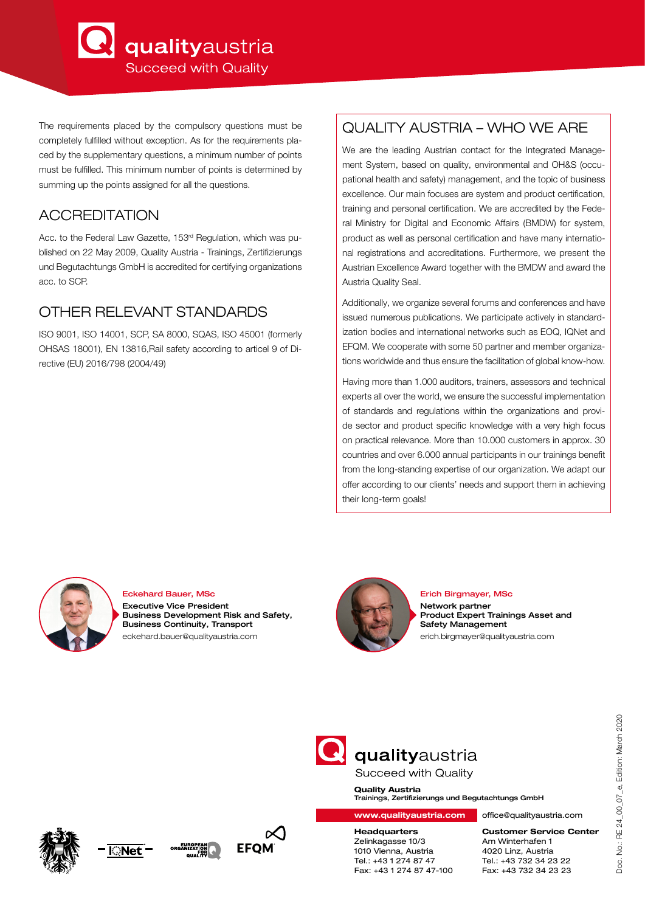The requirements placed by the compulsory questions must be completely fulfilled without exception. As for the requirements placed by the supplementary questions, a minimum number of points must be fulfilled. This minimum number of points is determined by summing up the points assigned for all the questions.

## ACCREDITATION

Acc. to the Federal Law Gazette, 153[rd] Regulation, which was published on 22 May 2009, Quality Austria - Trainings, Zertifizierungs und Begutachtungs GmbH is accredited for certifying organizations acc. to SCP.

## OTHER RELEVANT STANDARDS

ISO 9001, ISO 14001, SCP, SA 8000, SQAS, ISO 45001 (formerly OHSAS 18001), EN 13816,Rail safety according to articel 9 of Directive (EU) 2016/798 (2004/49)

## QUALITY AUSTRIA – WHO WE ARE

We are the leading Austrian contact for the Integrated Management System, based on quality, environmental and OH&S (occupational health and safety) management, and the topic of business excellence. Our main focuses are system and product certification, training and personal certification. We are accredited by the Federal Ministry for Digital and Economic Affairs (BMDW) for system, product as well as personal certification and have many international registrations and accreditations. Furthermore, we present the Austrian Excellence Award together with the BMDW and award the Austria Quality Seal.

Additionally, we organize several forums and conferences and have issued numerous publications. We participate actively in standardization bodies and international networks such as EOQ, IQNet and EFQM. We cooperate with some 50 partner and member organizations worldwide and thus ensure the facilitation of global know-how.

Having more than 1.000 auditors, trainers, assessors and technical experts all over the world, we ensure the successful implementation of standards and regulations within the organizations and provide sector and product specific knowledge with a very high focus on practical relevance. More than 10.000 customers in approx. 30 countries and over 6.000 annual participants in our trainings benefit from the long-standing expertise of our organization. We adapt our offer according to our clients' needs and support them in achieving their long-term goals!

**Eckehard Bauer, MSc**
**Executive Vice President**
**Business Development Risk and Safety, Business Continuity, Transport**
eckehard.bauer@qualityaustria.com

**Erich Birgmayer, MSc**
**Network partner**
**Product Expert Trainings Asset and Safety Management**
erich.birgmayer@qualityaustria.com

**quality**austria
Succeed with Quality

**Quality Austria**
**Trainings, Zertifizierungs und Begutachtungs GmbH**

**www.qualityaustria.com** office@qualityaustria.com

**Headquarters**
Zelinkagasse 10/3
1010 Vienna, Austria
Tel.: +43 1 274 87 47
Fax: +43 1 274 87 47-100

**Customer Service Center**
Am Winterhafen 1
4020 Linz, Austria
Tel.: +43 732 34 23 22
Fax: +43 732 34 23 23

Doc. No.: RE 24_00_07_e, Edition: March 2020